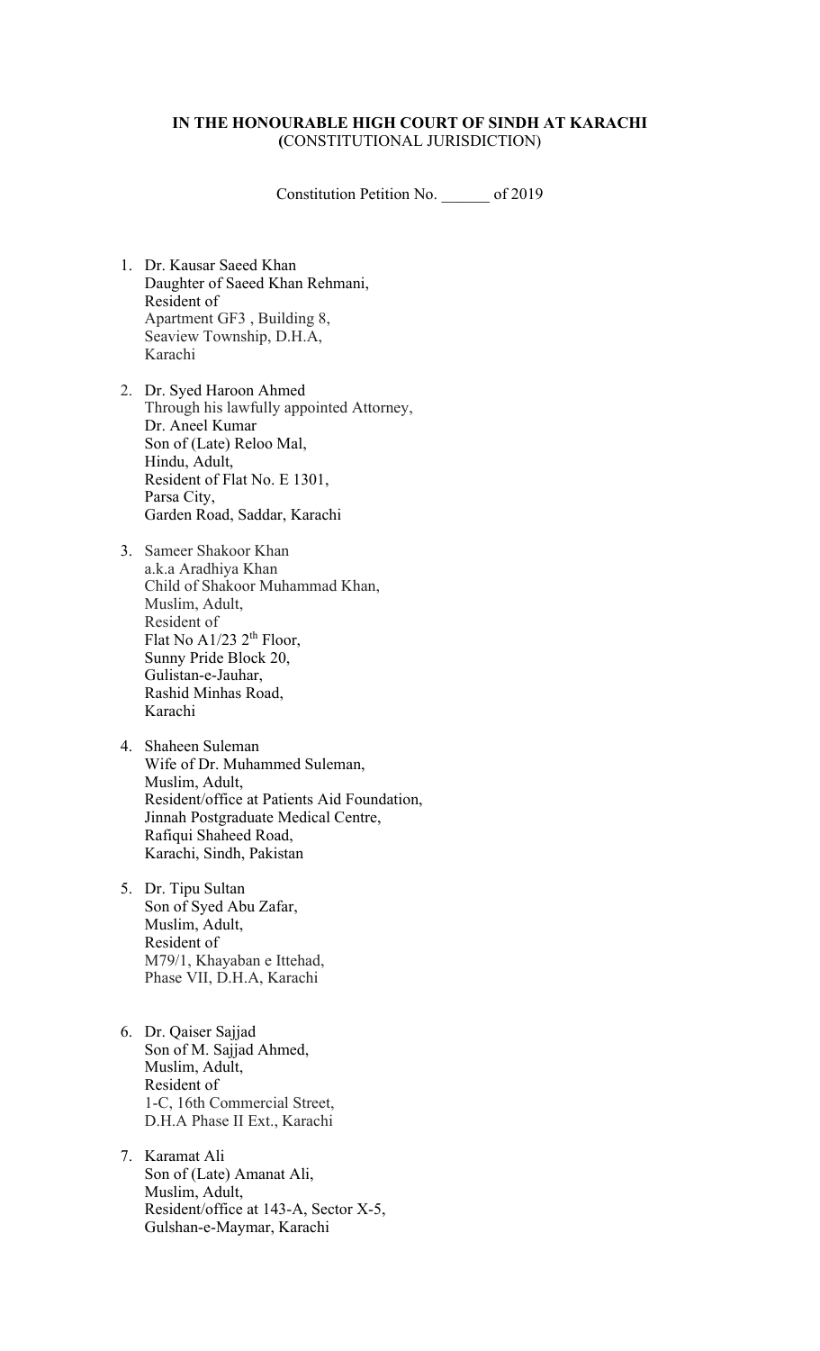**IN THE HONOURABLE HIGH COURT OF SINDH AT KARACHI**
**(**CONSTITUTIONAL JURISDICTION)

Constitution Petition No. ______ of 2019

1. Dr. Kausar Saeed Khan
   Daughter of Saeed Khan Rehmani,
   Resident of
   Apartment GF3 , Building 8,
   Seaview Township, D.H.A,
   Karachi

2. Dr. Syed Haroon Ahmed
   Through his lawfully appointed Attorney,
   Dr. Aneel Kumar
   Son of (Late) Reloo Mal,
   Hindu, Adult,
   Resident of Flat No. E 1301,
   Parsa City,
   Garden Road, Saddar, Karachi

3. Sameer Shakoor Khan
   a.k.a Aradhiya Khan
   Child of Shakoor Muhammad Khan,
   Muslim, Adult,
   Resident of
   Flat No A1/23 2th Floor,
   Sunny Pride Block 20,
   Gulistan-e-Jauhar,
   Rashid Minhas Road,
   Karachi

4. Shaheen Suleman
   Wife of Dr. Muhammed Suleman,
   Muslim, Adult,
   Resident/office at Patients Aid Foundation,
   Jinnah Postgraduate Medical Centre,
   Rafiqui Shaheed Road,
   Karachi, Sindh, Pakistan

5. Dr. Tipu Sultan
   Son of Syed Abu Zafar,
   Muslim, Adult,
   Resident of
   M79/1, Khayaban e Ittehad,
   Phase VII, D.H.A, Karachi

6. Dr. Qaiser Sajjad
   Son of M. Sajjad Ahmed,
   Muslim, Adult,
   Resident of
   1-C, 16th Commercial Street,
   D.H.A Phase II Ext., Karachi

7. Karamat Ali
   Son of (Late) Amanat Ali,
   Muslim, Adult,
   Resident/office at 143-A, Sector X-5,
   Gulshan-e-Maymar, Karachi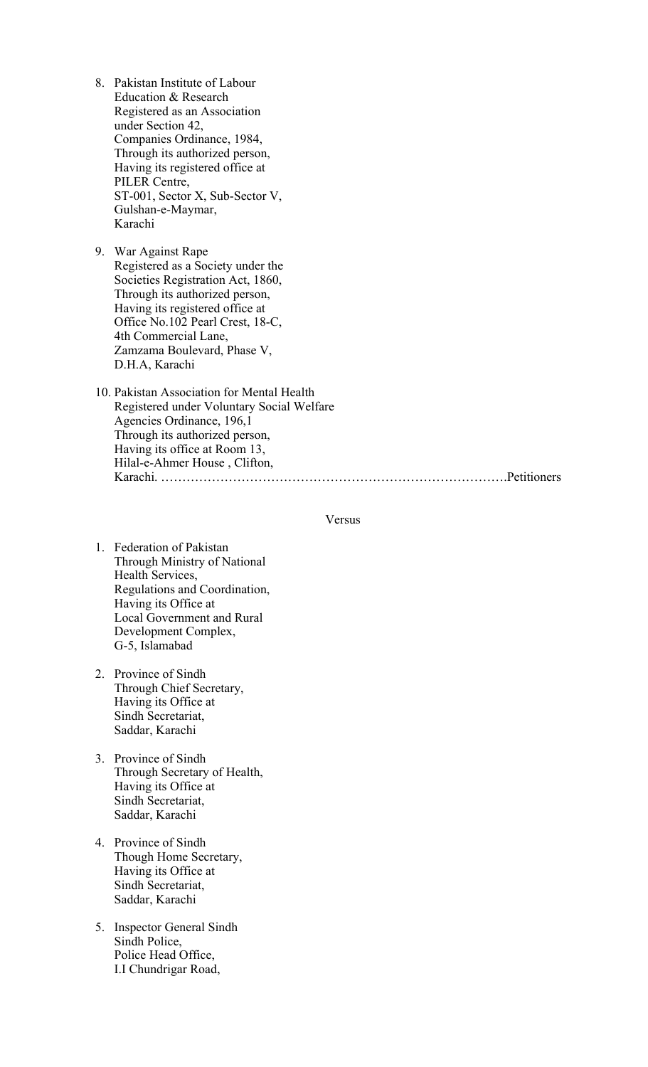8. Pakistan Institute of Labour
   Education & Research
   Registered as an Association
   under Section 42,
   Companies Ordinance, 1984,
   Through its authorized person,
   Having its registered office at
   PILER Centre,
   ST-001, Sector X, Sub-Sector V,
   Gulshan-e-Maymar,
   Karachi

9. War Against Rape
   Registered as a Society under the
   Societies Registration Act, 1860,
   Through its authorized person,
   Having its registered office at
   Office No.102 Pearl Crest, 18-C,
   4th Commercial Lane,
   Zamzama Boulevard, Phase V,
   D.H.A, Karachi

10. Pakistan Association for Mental Health
    Registered under Voluntary Social Welfare
    Agencies Ordinance, 196,1
    Through its authorized person,
    Having its office at Room 13,
    Hilal-e-Ahmer House , Clifton,
    Karachi. ……………………………………………………………………….Petitioners

Versus

1. Federation of Pakistan
   Through Ministry of National
   Health Services,
   Regulations and Coordination,
   Having its Office at
   Local Government and Rural
   Development Complex,
   G-5, Islamabad

2. Province of Sindh
   Through Chief Secretary,
   Having its Office at
   Sindh Secretariat,
   Saddar, Karachi

3. Province of Sindh
   Through Secretary of Health,
   Having its Office at
   Sindh Secretariat,
   Saddar, Karachi

4. Province of Sindh
   Though Home Secretary,
   Having its Office at
   Sindh Secretariat,
   Saddar, Karachi

5. Inspector General Sindh
   Sindh Police,
   Police Head Office,
   I.I Chundrigar Road,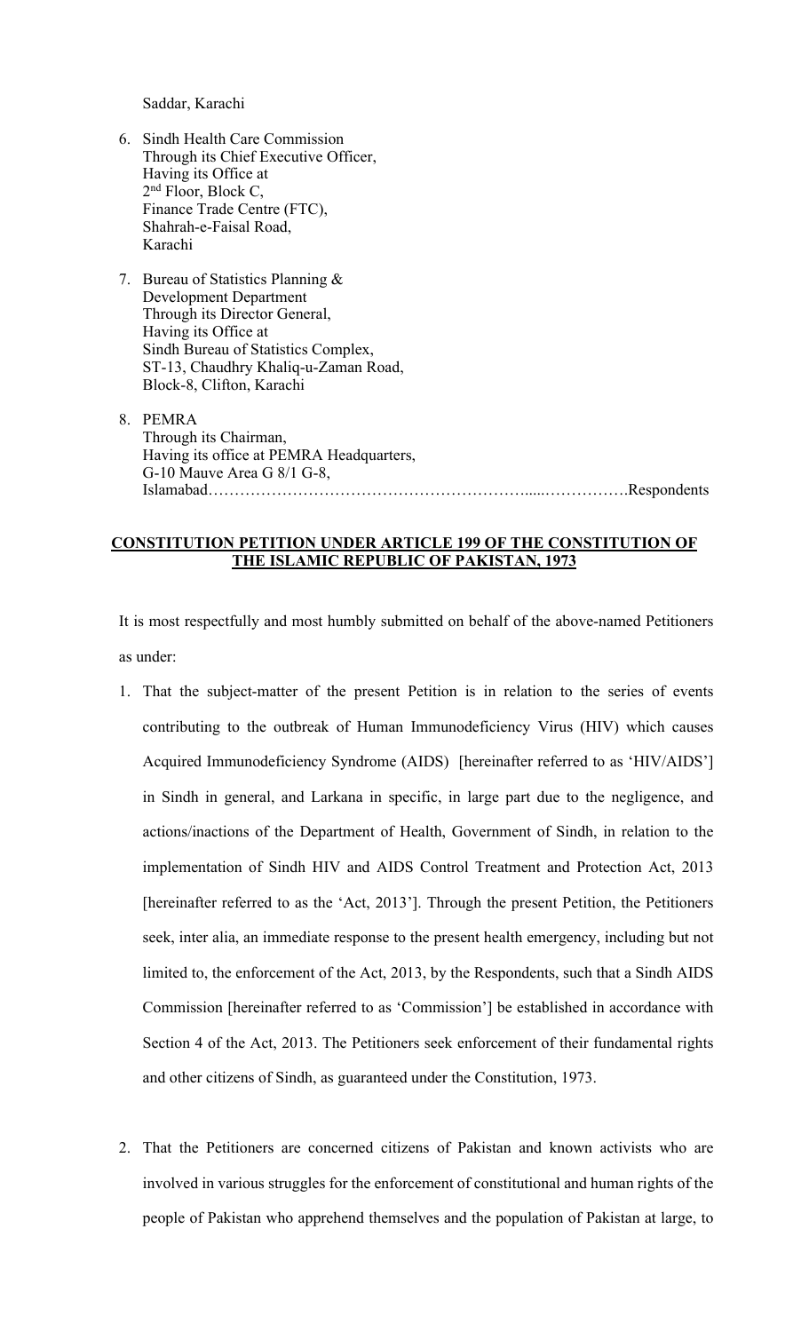Saddar, Karachi

6. Sindh Health Care Commission
   Through its Chief Executive Officer,
   Having its Office at
   2nd Floor, Block C,
   Finance Trade Centre (FTC),
   Shahrah-e-Faisal Road,
   Karachi

7. Bureau of Statistics Planning &
   Development Department
   Through its Director General,
   Having its Office at
   Sindh Bureau of Statistics Complex,
   ST-13, Chaudhry Khaliq-u-Zaman Road,
   Block-8, Clifton, Karachi

8. PEMRA
   Through its Chairman,
   Having its office at PEMRA Headquarters,
   G-10 Mauve Area G 8/1 G-8,
   Islamabad……………………………………………………......…………….Respondents

**CONSTITUTION PETITION UNDER ARTICLE 199 OF THE CONSTITUTION OF THE ISLAMIC REPUBLIC OF PAKISTAN, 1973**

It is most respectfully and most humbly submitted on behalf of the above-named Petitioners as under:

1. That the subject-matter of the present Petition is in relation to the series of events contributing to the outbreak of Human Immunodeficiency Virus (HIV) which causes Acquired Immunodeficiency Syndrome (AIDS) [hereinafter referred to as 'HIV/AIDS'] in Sindh in general, and Larkana in specific, in large part due to the negligence, and actions/inactions of the Department of Health, Government of Sindh, in relation to the implementation of Sindh HIV and AIDS Control Treatment and Protection Act, 2013 [hereinafter referred to as the 'Act, 2013']. Through the present Petition, the Petitioners seek, inter alia, an immediate response to the present health emergency, including but not limited to, the enforcement of the Act, 2013, by the Respondents, such that a Sindh AIDS Commission [hereinafter referred to as 'Commission'] be established in accordance with Section 4 of the Act, 2013. The Petitioners seek enforcement of their fundamental rights and other citizens of Sindh, as guaranteed under the Constitution, 1973.

2. That the Petitioners are concerned citizens of Pakistan and known activists who are involved in various struggles for the enforcement of constitutional and human rights of the people of Pakistan who apprehend themselves and the population of Pakistan at large, to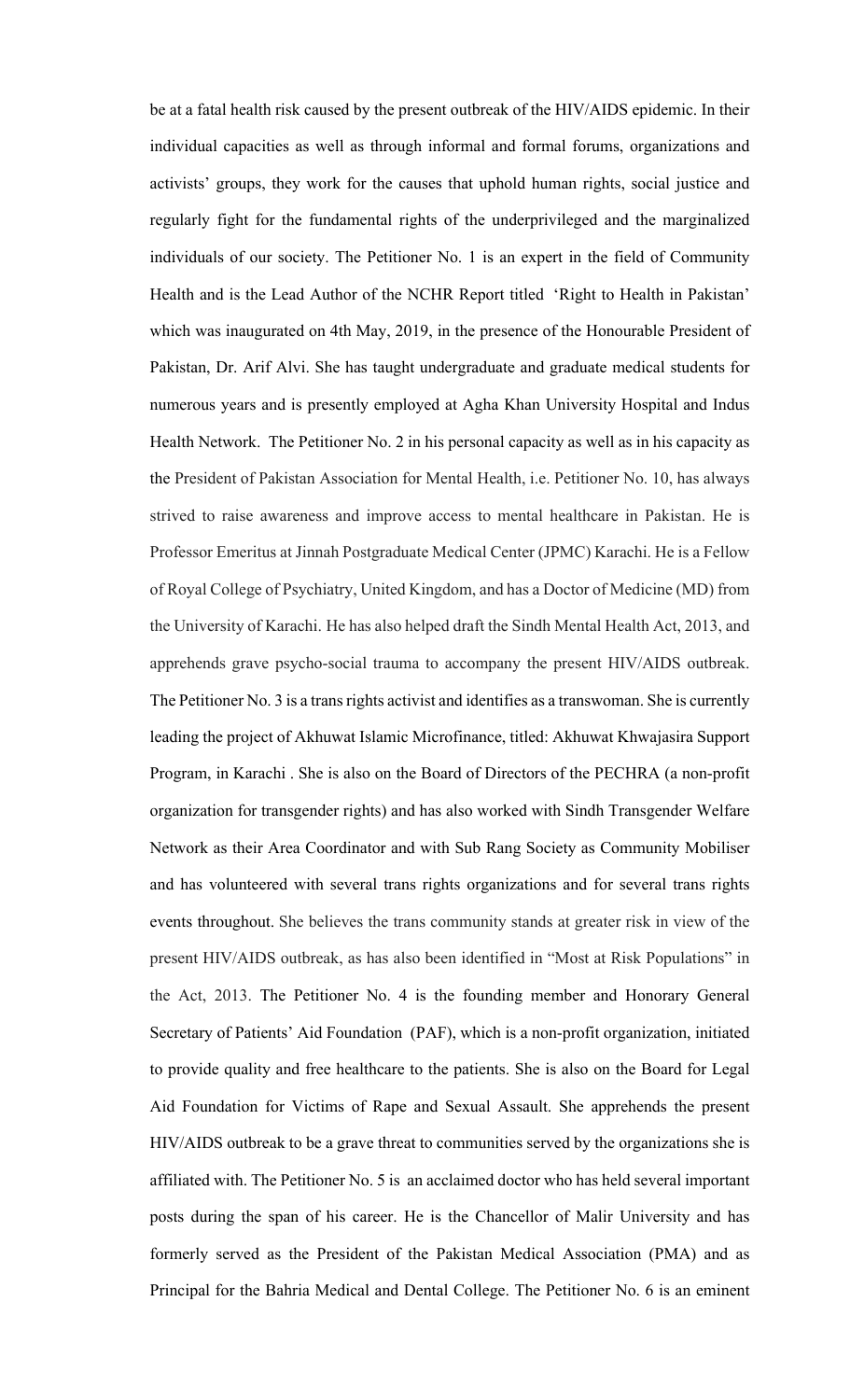be at a fatal health risk caused by the present outbreak of the HIV/AIDS epidemic. In their individual capacities as well as through informal and formal forums, organizations and activists' groups, they work for the causes that uphold human rights, social justice and regularly fight for the fundamental rights of the underprivileged and the marginalized individuals of our society. The Petitioner No. 1 is an expert in the field of Community Health and is the Lead Author of the NCHR Report titled 'Right to Health in Pakistan' which was inaugurated on 4th May, 2019, in the presence of the Honourable President of Pakistan, Dr. Arif Alvi. She has taught undergraduate and graduate medical students for numerous years and is presently employed at Agha Khan University Hospital and Indus Health Network. The Petitioner No. 2 in his personal capacity as well as in his capacity as the President of Pakistan Association for Mental Health, i.e. Petitioner No. 10, has always strived to raise awareness and improve access to mental healthcare in Pakistan. He is Professor Emeritus at Jinnah Postgraduate Medical Center (JPMC) Karachi. He is a Fellow of Royal College of Psychiatry, United Kingdom, and has a Doctor of Medicine (MD) from the University of Karachi. He has also helped draft the Sindh Mental Health Act, 2013, and apprehends grave psycho-social trauma to accompany the present HIV/AIDS outbreak. The Petitioner No. 3 is a trans rights activist and identifies as a transwoman. She is currently leading the project of Akhuwat Islamic Microfinance, titled: Akhuwat Khwajasira Support Program, in Karachi . She is also on the Board of Directors of the PECHRA (a non-profit organization for transgender rights) and has also worked with Sindh Transgender Welfare Network as their Area Coordinator and with Sub Rang Society as Community Mobiliser and has volunteered with several trans rights organizations and for several trans rights events throughout. She believes the trans community stands at greater risk in view of the present HIV/AIDS outbreak, as has also been identified in "Most at Risk Populations" in the Act, 2013. The Petitioner No. 4 is the founding member and Honorary General Secretary of Patients' Aid Foundation (PAF), which is a non-profit organization, initiated to provide quality and free healthcare to the patients. She is also on the Board for Legal Aid Foundation for Victims of Rape and Sexual Assault. She apprehends the present HIV/AIDS outbreak to be a grave threat to communities served by the organizations she is affiliated with. The Petitioner No. 5 is an acclaimed doctor who has held several important posts during the span of his career. He is the Chancellor of Malir University and has formerly served as the President of the Pakistan Medical Association (PMA) and as Principal for the Bahria Medical and Dental College. The Petitioner No. 6 is an eminent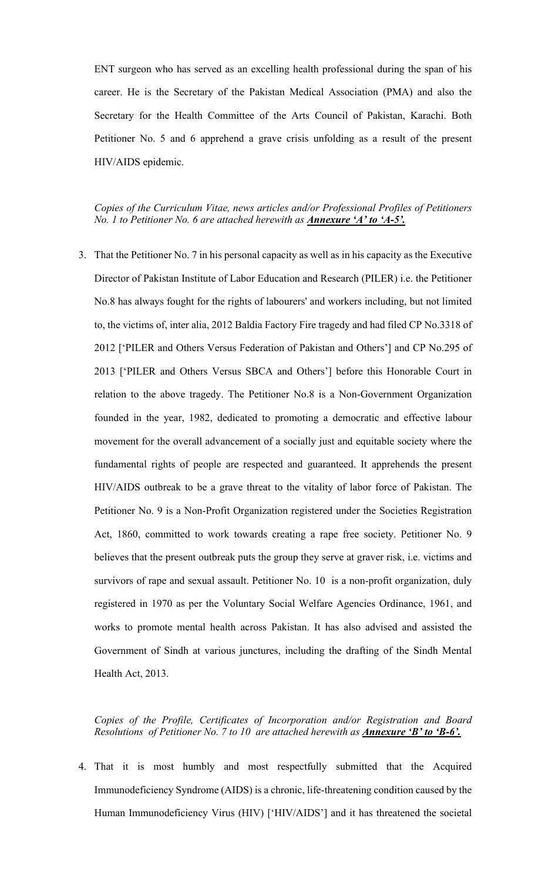ENT surgeon who has served as an excelling health professional during the span of his career. He is the Secretary of the Pakistan Medical Association (PMA) and also the Secretary for the Health Committee of the Arts Council of Pakistan, Karachi. Both Petitioner No. 5 and 6 apprehend a grave crisis unfolding as a result of the present HIV/AIDS epidemic.

*Copies of the Curriculum Vitae, news articles and/or Professional Profiles of Petitioners No. 1 to Petitioner No. 6 are attached herewith as* ***<u>Annexure 'A' to 'A-5'.</u>***

3. That the Petitioner No. 7 in his personal capacity as well as in his capacity as the Executive Director of Pakistan Institute of Labor Education and Research (PILER) i.e. the Petitioner No.8 has always fought for the rights of labourers' and workers including, but not limited to, the victims of, inter alia, 2012 Baldia Factory Fire tragedy and had filed CP No.3318 of 2012 ['PILER and Others Versus Federation of Pakistan and Others'] and CP No.295 of 2013 ['PILER and Others Versus SBCA and Others'] before this Honorable Court in relation to the above tragedy. The Petitioner No.8 is a Non-Government Organization founded in the year, 1982, dedicated to promoting a democratic and effective labour movement for the overall advancement of a socially just and equitable society where the fundamental rights of people are respected and guaranteed. It apprehends the present HIV/AIDS outbreak to be a grave threat to the vitality of labor force of Pakistan. The Petitioner No. 9 is a Non-Profit Organization registered under the Societies Registration Act, 1860, committed to work towards creating a rape free society. Petitioner No. 9 believes that the present outbreak puts the group they serve at graver risk, i.e. victims and survivors of rape and sexual assault. Petitioner No. 10 is a non-profit organization, duly registered in 1970 as per the Voluntary Social Welfare Agencies Ordinance, 1961, and works to promote mental health across Pakistan. It has also advised and assisted the Government of Sindh at various junctures, including the drafting of the Sindh Mental Health Act, 2013.

*Copies of the Profile, Certificates of Incorporation and/or Registration and Board Resolutions of Petitioner No. 7 to 10 are attached herewith as* ***<u>Annexure 'B' to 'B-6'.</u>***

4. That it is most humbly and most respectfully submitted that the Acquired Immunodeficiency Syndrome (AIDS) is a chronic, life-threatening condition caused by the Human Immunodeficiency Virus (HIV) ['HIV/AIDS'] and it has threatened the societal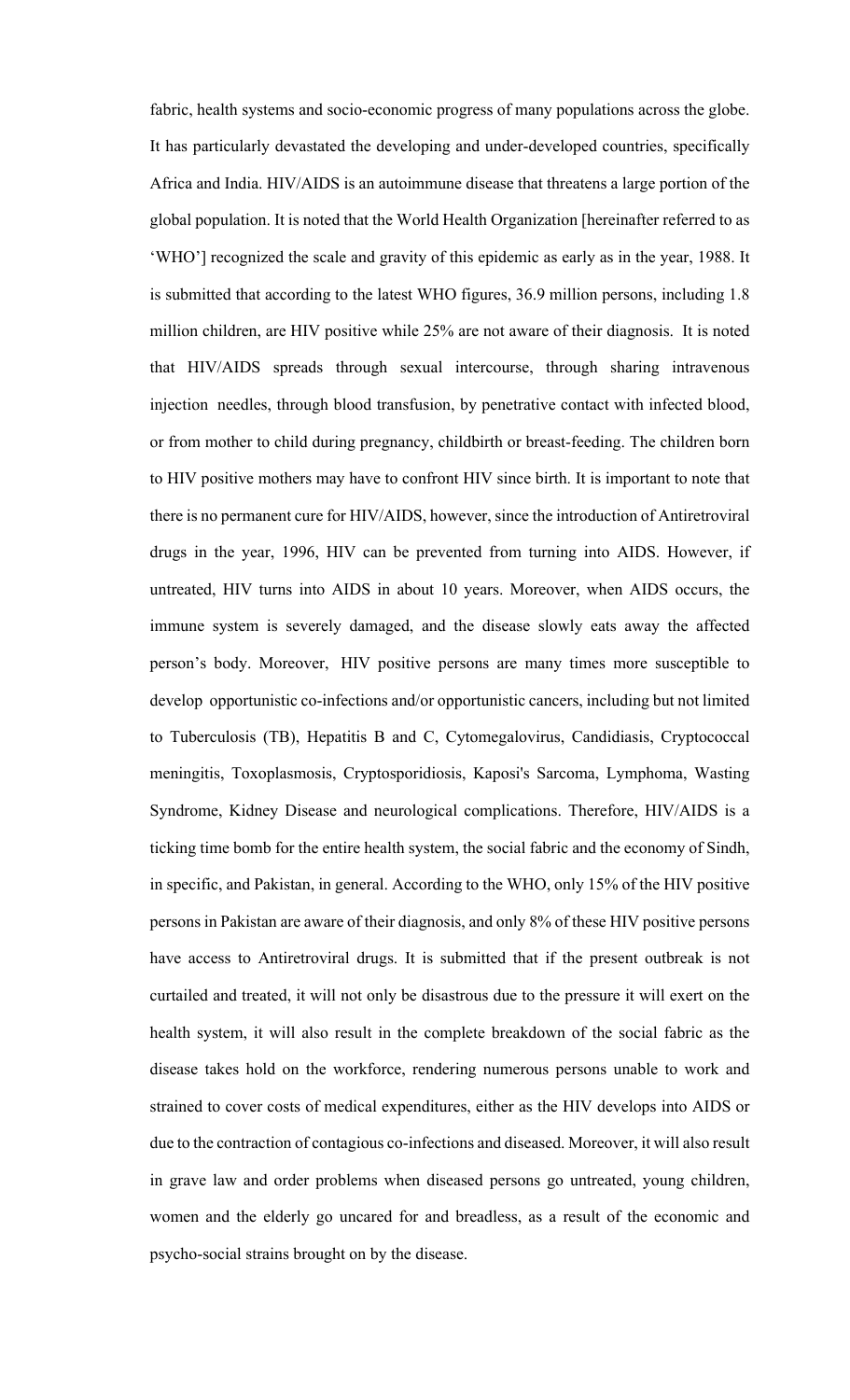fabric, health systems and socio-economic progress of many populations across the globe. It has particularly devastated the developing and under-developed countries, specifically Africa and India. HIV/AIDS is an autoimmune disease that threatens a large portion of the global population. It is noted that the World Health Organization [hereinafter referred to as 'WHO'] recognized the scale and gravity of this epidemic as early as in the year, 1988. It is submitted that according to the latest WHO figures, 36.9 million persons, including 1.8 million children, are HIV positive while 25% are not aware of their diagnosis. It is noted that HIV/AIDS spreads through sexual intercourse, through sharing intravenous injection needles, through blood transfusion, by penetrative contact with infected blood, or from mother to child during pregnancy, childbirth or breast-feeding. The children born to HIV positive mothers may have to confront HIV since birth. It is important to note that there is no permanent cure for HIV/AIDS, however, since the introduction of Antiretroviral drugs in the year, 1996, HIV can be prevented from turning into AIDS. However, if untreated, HIV turns into AIDS in about 10 years. Moreover, when AIDS occurs, the immune system is severely damaged, and the disease slowly eats away the affected person's body. Moreover, HIV positive persons are many times more susceptible to develop opportunistic co-infections and/or opportunistic cancers, including but not limited to Tuberculosis (TB), Hepatitis B and C, Cytomegalovirus, Candidiasis, Cryptococcal meningitis, Toxoplasmosis, Cryptosporidiosis, Kaposi's Sarcoma, Lymphoma, Wasting Syndrome, Kidney Disease and neurological complications. Therefore, HIV/AIDS is a ticking time bomb for the entire health system, the social fabric and the economy of Sindh, in specific, and Pakistan, in general. According to the WHO, only 15% of the HIV positive persons in Pakistan are aware of their diagnosis, and only 8% of these HIV positive persons have access to Antiretroviral drugs. It is submitted that if the present outbreak is not curtailed and treated, it will not only be disastrous due to the pressure it will exert on the health system, it will also result in the complete breakdown of the social fabric as the disease takes hold on the workforce, rendering numerous persons unable to work and strained to cover costs of medical expenditures, either as the HIV develops into AIDS or due to the contraction of contagious co-infections and diseased. Moreover, it will also result in grave law and order problems when diseased persons go untreated, young children, women and the elderly go uncared for and breadless, as a result of the economic and psycho-social strains brought on by the disease.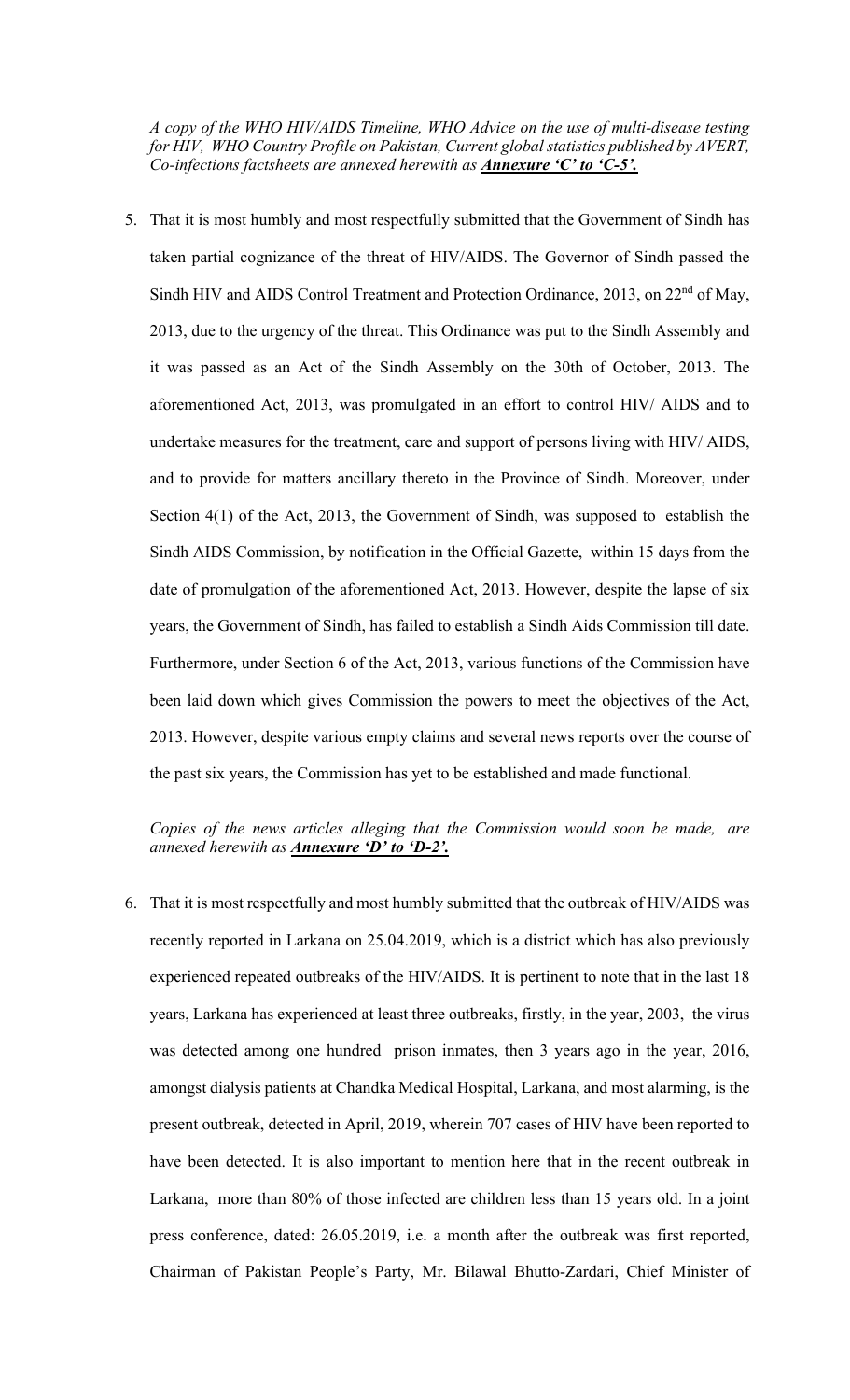*A copy of the WHO HIV/AIDS Timeline, WHO Advice on the use of multi-disease testing for HIV, WHO Country Profile on Pakistan, Current global statistics published by AVERT, Co-infections factsheets are annexed herewith as **Annexure 'C' to 'C-5'.***

5. That it is most humbly and most respectfully submitted that the Government of Sindh has taken partial cognizance of the threat of HIV/AIDS. The Governor of Sindh passed the Sindh HIV and AIDS Control Treatment and Protection Ordinance, 2013, on 22nd of May, 2013, due to the urgency of the threat. This Ordinance was put to the Sindh Assembly and it was passed as an Act of the Sindh Assembly on the 30th of October, 2013. The aforementioned Act, 2013, was promulgated in an effort to control HIV/ AIDS and to undertake measures for the treatment, care and support of persons living with HIV/ AIDS, and to provide for matters ancillary thereto in the Province of Sindh. Moreover, under Section 4(1) of the Act, 2013, the Government of Sindh, was supposed to establish the Sindh AIDS Commission, by notification in the Official Gazette, within 15 days from the date of promulgation of the aforementioned Act, 2013. However, despite the lapse of six years, the Government of Sindh, has failed to establish a Sindh Aids Commission till date. Furthermore, under Section 6 of the Act, 2013, various functions of the Commission have been laid down which gives Commission the powers to meet the objectives of the Act, 2013. However, despite various empty claims and several news reports over the course of the past six years, the Commission has yet to be established and made functional.

*Copies of the news articles alleging that the Commission would soon be made, are annexed herewith as **Annexure 'D' to 'D-2'.***

6. That it is most respectfully and most humbly submitted that the outbreak of HIV/AIDS was recently reported in Larkana on 25.04.2019, which is a district which has also previously experienced repeated outbreaks of the HIV/AIDS. It is pertinent to note that in the last 18 years, Larkana has experienced at least three outbreaks, firstly, in the year, 2003, the virus was detected among one hundred prison inmates, then 3 years ago in the year, 2016, amongst dialysis patients at Chandka Medical Hospital, Larkana, and most alarming, is the present outbreak, detected in April, 2019, wherein 707 cases of HIV have been reported to have been detected. It is also important to mention here that in the recent outbreak in Larkana, more than 80% of those infected are children less than 15 years old. In a joint press conference, dated: 26.05.2019, i.e. a month after the outbreak was first reported, Chairman of Pakistan People's Party, Mr. Bilawal Bhutto-Zardari, Chief Minister of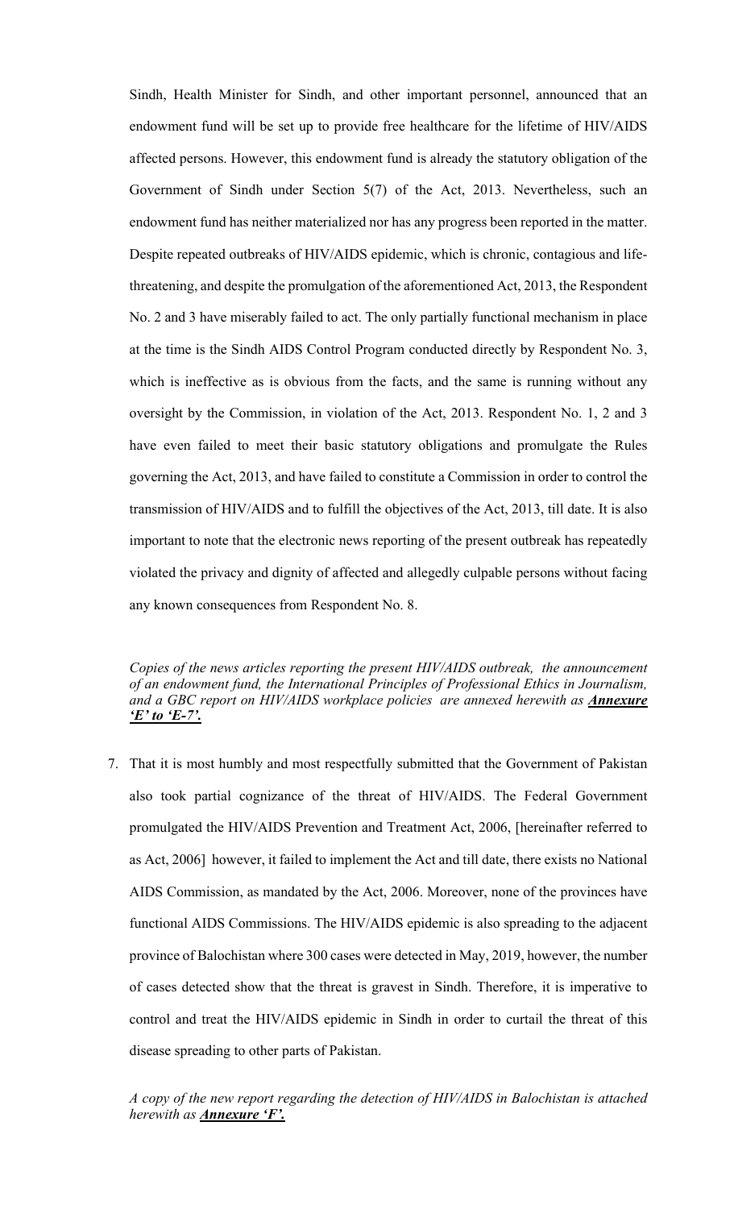Sindh, Health Minister for Sindh, and other important personnel, announced that an endowment fund will be set up to provide free healthcare for the lifetime of HIV/AIDS affected persons. However, this endowment fund is already the statutory obligation of the Government of Sindh under Section 5(7) of the Act, 2013. Nevertheless, such an endowment fund has neither materialized nor has any progress been reported in the matter. Despite repeated outbreaks of HIV/AIDS epidemic, which is chronic, contagious and life-threatening, and despite the promulgation of the aforementioned Act, 2013, the Respondent No. 2 and 3 have miserably failed to act. The only partially functional mechanism in place at the time is the Sindh AIDS Control Program conducted directly by Respondent No. 3, which is ineffective as is obvious from the facts, and the same is running without any oversight by the Commission, in violation of the Act, 2013. Respondent No. 1, 2 and 3 have even failed to meet their basic statutory obligations and promulgate the Rules governing the Act, 2013, and have failed to constitute a Commission in order to control the transmission of HIV/AIDS and to fulfill the objectives of the Act, 2013, till date. It is also important to note that the electronic news reporting of the present outbreak has repeatedly violated the privacy and dignity of affected and allegedly culpable persons without facing any known consequences from Respondent No. 8.

*Copies of the news articles reporting the present HIV/AIDS outbreak, the announcement of an endowment fund, the International Principles of Professional Ethics in Journalism, and a GBC report on HIV/AIDS workplace policies are annexed herewith as **Annexure 'E' to 'E-7'.***

7. That it is most humbly and most respectfully submitted that the Government of Pakistan also took partial cognizance of the threat of HIV/AIDS. The Federal Government promulgated the HIV/AIDS Prevention and Treatment Act, 2006, [hereinafter referred to as Act, 2006] however, it failed to implement the Act and till date, there exists no National AIDS Commission, as mandated by the Act, 2006. Moreover, none of the provinces have functional AIDS Commissions. The HIV/AIDS epidemic is also spreading to the adjacent province of Balochistan where 300 cases were detected in May, 2019, however, the number of cases detected show that the threat is gravest in Sindh. Therefore, it is imperative to control and treat the HIV/AIDS epidemic in Sindh in order to curtail the threat of this disease spreading to other parts of Pakistan.

*A copy of the new report regarding the detection of HIV/AIDS in Balochistan is attached herewith as **Annexure 'F'.***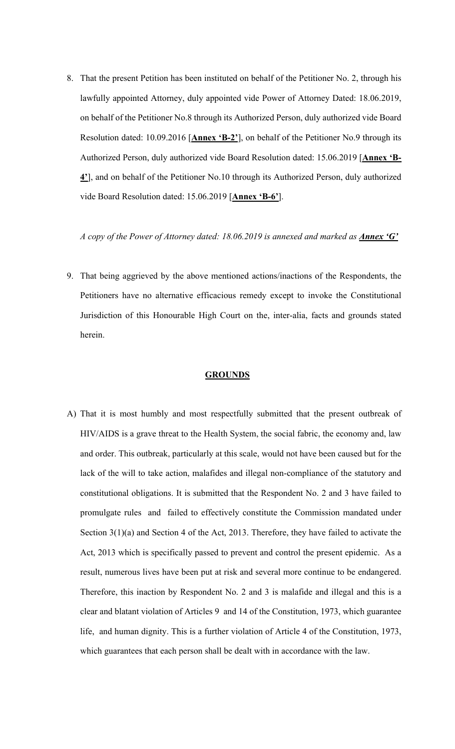8. That the present Petition has been instituted on behalf of the Petitioner No. 2, through his lawfully appointed Attorney, duly appointed vide Power of Attorney Dated: 18.06.2019, on behalf of the Petitioner No.8 through its Authorized Person, duly authorized vide Board Resolution dated: 10.09.2016 [**Annex 'B-2'**], on behalf of the Petitioner No.9 through its Authorized Person, duly authorized vide Board Resolution dated: 15.06.2019 [**Annex 'B-4'**], and on behalf of the Petitioner No.10 through its Authorized Person, duly authorized vide Board Resolution dated: 15.06.2019 [**Annex 'B-6'**].

*A copy of the Power of Attorney dated: 18.06.2019 is annexed and marked as* ***Annex 'G'***

9. That being aggrieved by the above mentioned actions/inactions of the Respondents, the Petitioners have no alternative efficacious remedy except to invoke the Constitutional Jurisdiction of this Honourable High Court on the, inter-alia, facts and grounds stated herein.

## GROUNDS

A) That it is most humbly and most respectfully submitted that the present outbreak of HIV/AIDS is a grave threat to the Health System, the social fabric, the economy and, law and order. This outbreak, particularly at this scale, would not have been caused but for the lack of the will to take action, malafides and illegal non-compliance of the statutory and constitutional obligations. It is submitted that the Respondent No. 2 and 3 have failed to promulgate rules and failed to effectively constitute the Commission mandated under Section 3(1)(a) and Section 4 of the Act, 2013. Therefore, they have failed to activate the Act, 2013 which is specifically passed to prevent and control the present epidemic. As a result, numerous lives have been put at risk and several more continue to be endangered. Therefore, this inaction by Respondent No. 2 and 3 is malafide and illegal and this is a clear and blatant violation of Articles 9 and 14 of the Constitution, 1973, which guarantee life, and human dignity. This is a further violation of Article 4 of the Constitution, 1973, which guarantees that each person shall be dealt with in accordance with the law.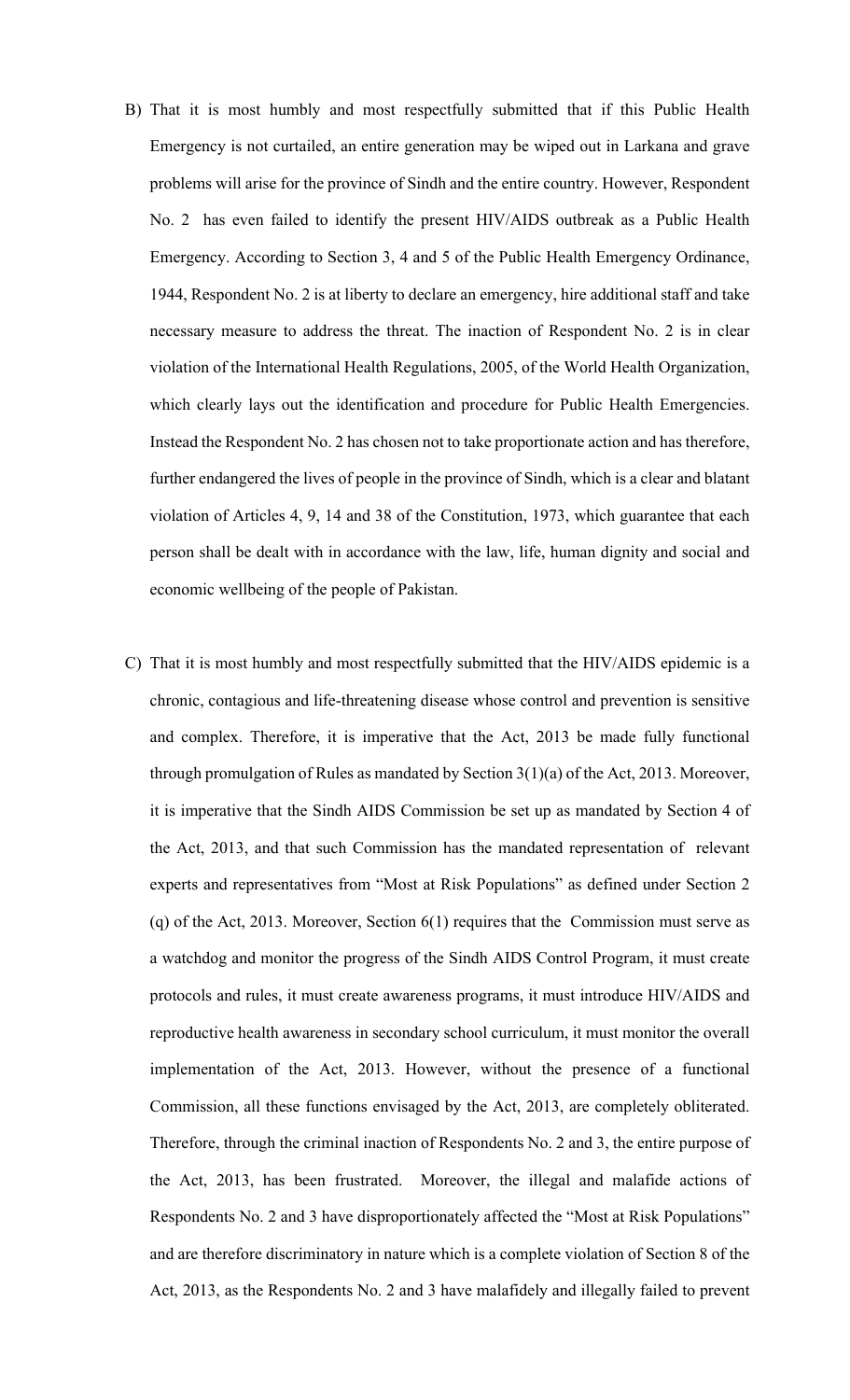B) That it is most humbly and most respectfully submitted that if this Public Health Emergency is not curtailed, an entire generation may be wiped out in Larkana and grave problems will arise for the province of Sindh and the entire country. However, Respondent No. 2 has even failed to identify the present HIV/AIDS outbreak as a Public Health Emergency. According to Section 3, 4 and 5 of the Public Health Emergency Ordinance, 1944, Respondent No. 2 is at liberty to declare an emergency, hire additional staff and take necessary measure to address the threat. The inaction of Respondent No. 2 is in clear violation of the International Health Regulations, 2005, of the World Health Organization, which clearly lays out the identification and procedure for Public Health Emergencies. Instead the Respondent No. 2 has chosen not to take proportionate action and has therefore, further endangered the lives of people in the province of Sindh, which is a clear and blatant violation of Articles 4, 9, 14 and 38 of the Constitution, 1973, which guarantee that each person shall be dealt with in accordance with the law, life, human dignity and social and economic wellbeing of the people of Pakistan.

C) That it is most humbly and most respectfully submitted that the HIV/AIDS epidemic is a chronic, contagious and life-threatening disease whose control and prevention is sensitive and complex. Therefore, it is imperative that the Act, 2013 be made fully functional through promulgation of Rules as mandated by Section 3(1)(a) of the Act, 2013. Moreover, it is imperative that the Sindh AIDS Commission be set up as mandated by Section 4 of the Act, 2013, and that such Commission has the mandated representation of relevant experts and representatives from "Most at Risk Populations" as defined under Section 2 (q) of the Act, 2013. Moreover, Section 6(1) requires that the Commission must serve as a watchdog and monitor the progress of the Sindh AIDS Control Program, it must create protocols and rules, it must create awareness programs, it must introduce HIV/AIDS and reproductive health awareness in secondary school curriculum, it must monitor the overall implementation of the Act, 2013. However, without the presence of a functional Commission, all these functions envisaged by the Act, 2013, are completely obliterated. Therefore, through the criminal inaction of Respondents No. 2 and 3, the entire purpose of the Act, 2013, has been frustrated. Moreover, the illegal and malafide actions of Respondents No. 2 and 3 have disproportionately affected the "Most at Risk Populations" and are therefore discriminatory in nature which is a complete violation of Section 8 of the Act, 2013, as the Respondents No. 2 and 3 have malafidely and illegally failed to prevent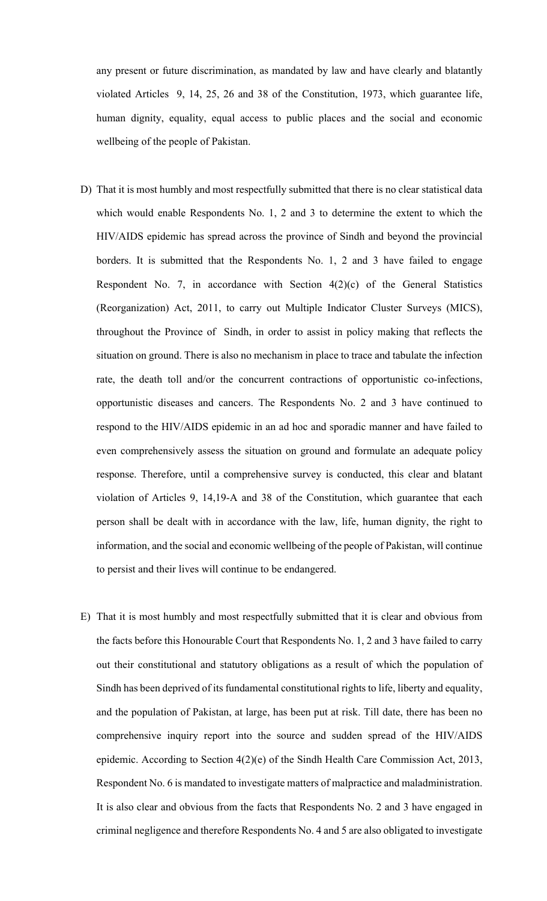any present or future discrimination, as mandated by law and have clearly and blatantly violated Articles 9, 14, 25, 26 and 38 of the Constitution, 1973, which guarantee life, human dignity, equality, equal access to public places and the social and economic wellbeing of the people of Pakistan.

D) That it is most humbly and most respectfully submitted that there is no clear statistical data which would enable Respondents No. 1, 2 and 3 to determine the extent to which the HIV/AIDS epidemic has spread across the province of Sindh and beyond the provincial borders. It is submitted that the Respondents No. 1, 2 and 3 have failed to engage Respondent No. 7, in accordance with Section 4(2)(c) of the General Statistics (Reorganization) Act, 2011, to carry out Multiple Indicator Cluster Surveys (MICS), throughout the Province of Sindh, in order to assist in policy making that reflects the situation on ground. There is also no mechanism in place to trace and tabulate the infection rate, the death toll and/or the concurrent contractions of opportunistic co-infections, opportunistic diseases and cancers. The Respondents No. 2 and 3 have continued to respond to the HIV/AIDS epidemic in an ad hoc and sporadic manner and have failed to even comprehensively assess the situation on ground and formulate an adequate policy response. Therefore, until a comprehensive survey is conducted, this clear and blatant violation of Articles 9, 14,19-A and 38 of the Constitution, which guarantee that each person shall be dealt with in accordance with the law, life, human dignity, the right to information, and the social and economic wellbeing of the people of Pakistan, will continue to persist and their lives will continue to be endangered.

E) That it is most humbly and most respectfully submitted that it is clear and obvious from the facts before this Honourable Court that Respondents No. 1, 2 and 3 have failed to carry out their constitutional and statutory obligations as a result of which the population of Sindh has been deprived of its fundamental constitutional rights to life, liberty and equality, and the population of Pakistan, at large, has been put at risk. Till date, there has been no comprehensive inquiry report into the source and sudden spread of the HIV/AIDS epidemic. According to Section 4(2)(e) of the Sindh Health Care Commission Act, 2013, Respondent No. 6 is mandated to investigate matters of malpractice and maladministration. It is also clear and obvious from the facts that Respondents No. 2 and 3 have engaged in criminal negligence and therefore Respondents No. 4 and 5 are also obligated to investigate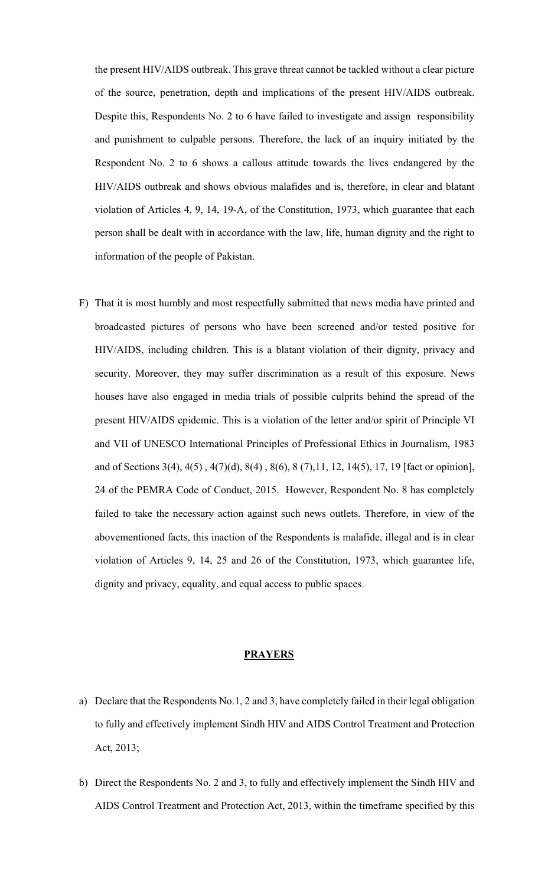the present HIV/AIDS outbreak. This grave threat cannot be tackled without a clear picture of the source, penetration, depth and implications of the present HIV/AIDS outbreak. Despite this, Respondents No. 2 to 6 have failed to investigate and assign responsibility and punishment to culpable persons. Therefore, the lack of an inquiry initiated by the Respondent No. 2 to 6 shows a callous attitude towards the lives endangered by the HIV/AIDS outbreak and shows obvious malafides and is, therefore, in clear and blatant violation of Articles 4, 9, 14, 19-A, of the Constitution, 1973, which guarantee that each person shall be dealt with in accordance with the law, life, human dignity and the right to information of the people of Pakistan.

F) That it is most humbly and most respectfully submitted that news media have printed and broadcasted pictures of persons who have been screened and/or tested positive for HIV/AIDS, including children. This is a blatant violation of their dignity, privacy and security. Moreover, they may suffer discrimination as a result of this exposure. News houses have also engaged in media trials of possible culprits behind the spread of the present HIV/AIDS epidemic. This is a violation of the letter and/or spirit of Principle VI and VII of UNESCO International Principles of Professional Ethics in Journalism, 1983 and of Sections 3(4), 4(5) , 4(7)(d), 8(4) , 8(6), 8 (7),11, 12, 14(5), 17, 19 [fact or opinion], 24 of the PEMRA Code of Conduct, 2015. However, Respondent No. 8 has completely failed to take the necessary action against such news outlets. Therefore, in view of the abovementioned facts, this inaction of the Respondents is malafide, illegal and is in clear violation of Articles 9, 14, 25 and 26 of the Constitution, 1973, which guarantee life, dignity and privacy, equality, and equal access to public spaces.

## PRAYERS

a) Declare that the Respondents No.1, 2 and 3, have completely failed in their legal obligation to fully and effectively implement Sindh HIV and AIDS Control Treatment and Protection Act, 2013;

b) Direct the Respondents No. 2 and 3, to fully and effectively implement the Sindh HIV and AIDS Control Treatment and Protection Act, 2013, within the timeframe specified by this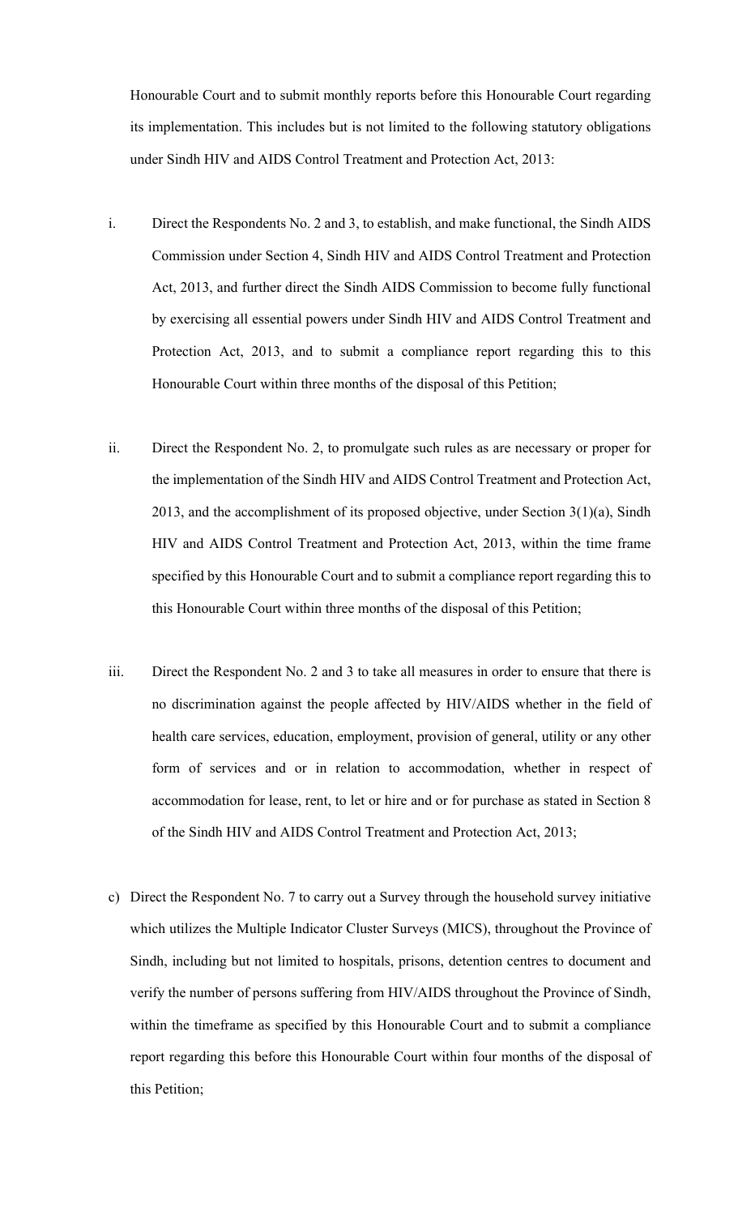Honourable Court and to submit monthly reports before this Honourable Court regarding its implementation. This includes but is not limited to the following statutory obligations under Sindh HIV and AIDS Control Treatment and Protection Act, 2013:

i. Direct the Respondents No. 2 and 3, to establish, and make functional, the Sindh AIDS Commission under Section 4, Sindh HIV and AIDS Control Treatment and Protection Act, 2013, and further direct the Sindh AIDS Commission to become fully functional by exercising all essential powers under Sindh HIV and AIDS Control Treatment and Protection Act, 2013, and to submit a compliance report regarding this to this Honourable Court within three months of the disposal of this Petition;

ii. Direct the Respondent No. 2, to promulgate such rules as are necessary or proper for the implementation of the Sindh HIV and AIDS Control Treatment and Protection Act, 2013, and the accomplishment of its proposed objective, under Section 3(1)(a), Sindh HIV and AIDS Control Treatment and Protection Act, 2013, within the time frame specified by this Honourable Court and to submit a compliance report regarding this to this Honourable Court within three months of the disposal of this Petition;

iii. Direct the Respondent No. 2 and 3 to take all measures in order to ensure that there is no discrimination against the people affected by HIV/AIDS whether in the field of health care services, education, employment, provision of general, utility or any other form of services and or in relation to accommodation, whether in respect of accommodation for lease, rent, to let or hire and or for purchase as stated in Section 8 of the Sindh HIV and AIDS Control Treatment and Protection Act, 2013;

c) Direct the Respondent No. 7 to carry out a Survey through the household survey initiative which utilizes the Multiple Indicator Cluster Surveys (MICS), throughout the Province of Sindh, including but not limited to hospitals, prisons, detention centres to document and verify the number of persons suffering from HIV/AIDS throughout the Province of Sindh, within the timeframe as specified by this Honourable Court and to submit a compliance report regarding this before this Honourable Court within four months of the disposal of this Petition;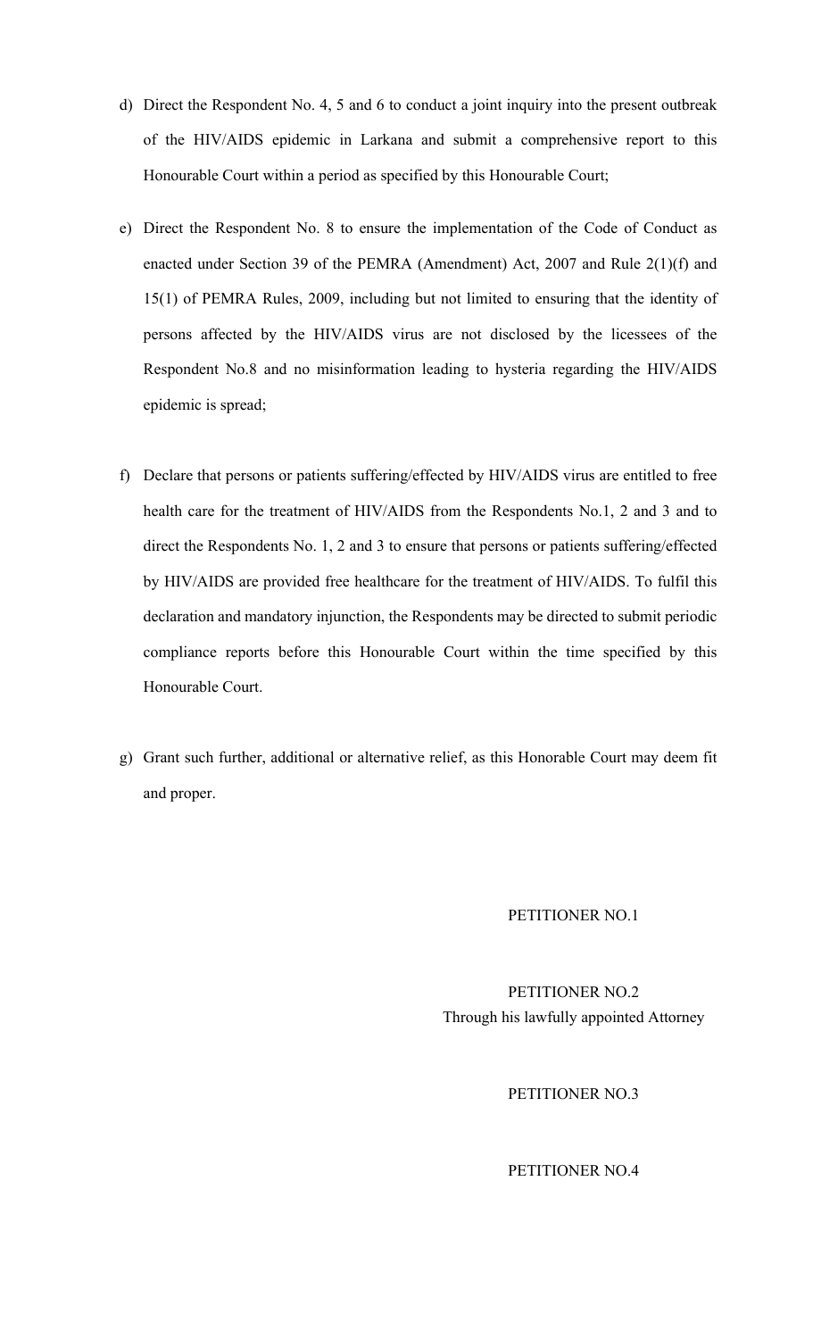d) Direct the Respondent No. 4, 5 and 6 to conduct a joint inquiry into the present outbreak of the HIV/AIDS epidemic in Larkana and submit a comprehensive report to this Honourable Court within a period as specified by this Honourable Court;

e) Direct the Respondent No. 8 to ensure the implementation of the Code of Conduct as enacted under Section 39 of the PEMRA (Amendment) Act, 2007 and Rule 2(1)(f) and 15(1) of PEMRA Rules, 2009, including but not limited to ensuring that the identity of persons affected by the HIV/AIDS virus are not disclosed by the licessees of the Respondent No.8 and no misinformation leading to hysteria regarding the HIV/AIDS epidemic is spread;

f) Declare that persons or patients suffering/effected by HIV/AIDS virus are entitled to free health care for the treatment of HIV/AIDS from the Respondents No.1, 2 and 3 and to direct the Respondents No. 1, 2 and 3 to ensure that persons or patients suffering/effected by HIV/AIDS are provided free healthcare for the treatment of HIV/AIDS. To fulfil this declaration and mandatory injunction, the Respondents may be directed to submit periodic compliance reports before this Honourable Court within the time specified by this Honourable Court.

g) Grant such further, additional or alternative relief, as this Honorable Court may deem fit and proper.

PETITIONER NO.1

PETITIONER NO.2
Through his lawfully appointed Attorney

PETITIONER NO.3

PETITIONER NO.4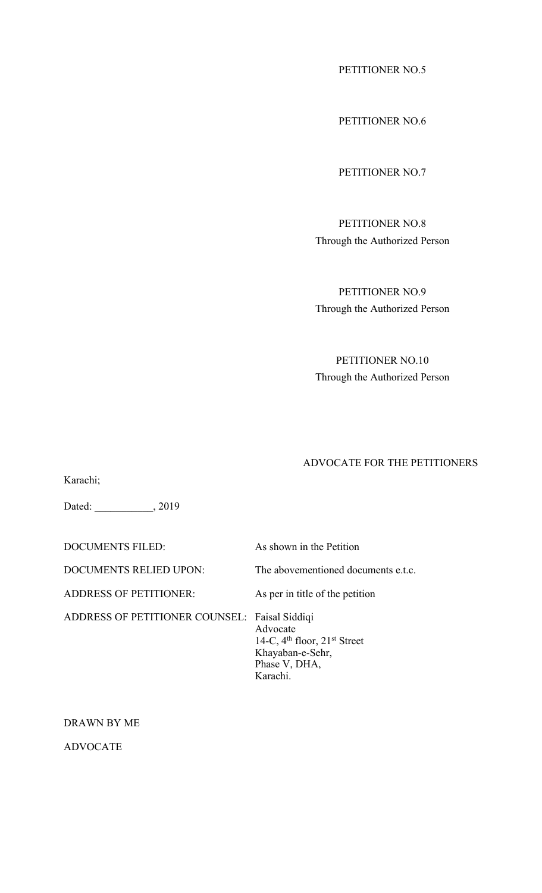PETITIONER NO.5

PETITIONER NO.6

PETITIONER NO.7

PETITIONER NO.8
Through the Authorized Person

PETITIONER NO.9
Through the Authorized Person

PETITIONER NO.10
Through the Authorized Person

ADVOCATE FOR THE PETITIONERS

Karachi;

Dated: ___________, 2019

| | |
|---|---|
| DOCUMENTS FILED: | As shown in the Petition |
| DOCUMENTS RELIED UPON: | The abovementioned documents e.t.c. |
| ADDRESS OF PETITIONER: | As per in title of the petition |
| ADDRESS OF PETITIONER COUNSEL: | Faisal Siddiqi<br>Advocate<br>14-C, 4th floor, 21st Street<br>Khayaban-e-Sehr,<br>Phase V, DHA,<br>Karachi. |

DRAWN BY ME

ADVOCATE